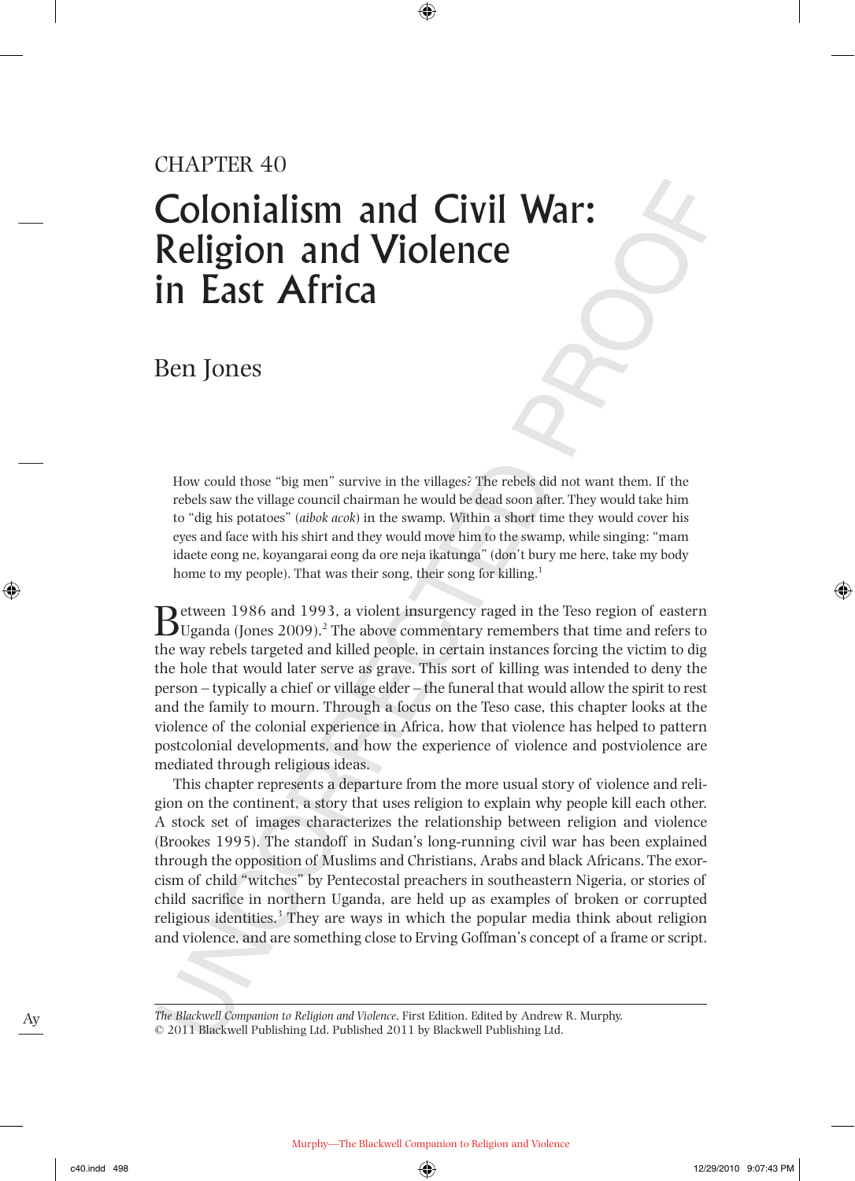CHAPTER 40

# Colonialism and Civil War: Religion and Violence in East Africa

## Ben Jones

> How could those "big men" survive in the villages? The rebels did not want them. If the rebels saw the village council chairman he would be dead soon after. They would take him to "dig his potatoes" (*aibok acok*) in the swamp. Within a short time they would cover his eyes and face with his shirt and they would move him to the swamp, while singing: "mam idaete eong ne, koyangarai eong da ore neja ikatunga" (don't bury me here, take my body home to my people). That was their song, their song for killing.[1]

Between 1986 and 1993, a violent insurgency raged in the Teso region of eastern Uganda (Jones 2009).[2] The above commentary remembers that time and refers to the way rebels targeted and killed people, in certain instances forcing the victim to dig the hole that would later serve as grave. This sort of killing was intended to deny the person – typically a chief or village elder – the funeral that would allow the spirit to rest and the family to mourn. Through a focus on the Teso case, this chapter looks at the violence of the colonial experience in Africa, how that violence has helped to pattern postcolonial developments, and how the experience of violence and postviolence are mediated through religious ideas.

This chapter represents a departure from the more usual story of violence and religion on the continent, a story that uses religion to explain why people kill each other. A stock set of images characterizes the relationship between religion and violence (Brookes 1995). The standoff in Sudan's long-running civil war has been explained through the opposition of Muslims and Christians, Arabs and black Africans. The exorcism of child "witches" by Pentecostal preachers in southeastern Nigeria, or stories of child sacrifice in northern Uganda, are held up as examples of broken or corrupted religious identities.[3] They are ways in which the popular media think about religion and violence, and are something close to Erving Goffman's concept of a frame or script.

*The Blackwell Companion to Religion and Violence*, First Edition. Edited by Andrew R. Murphy.
© 2011 Blackwell Publishing Ltd. Published 2011 by Blackwell Publishing Ltd.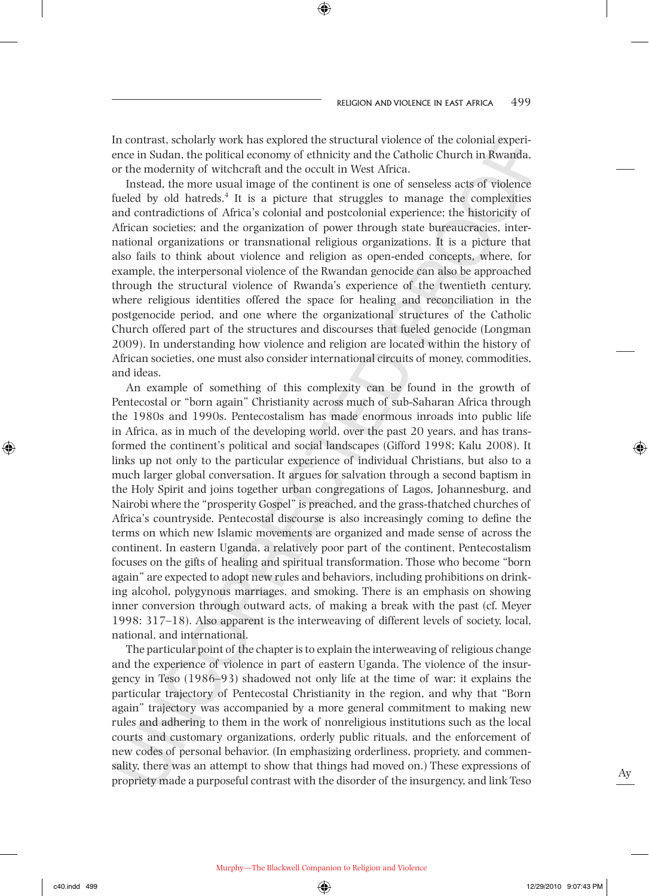In contrast, scholarly work has explored the structural violence of the colonial experience in Sudan, the political economy of ethnicity and the Catholic Church in Rwanda, or the modernity of witchcraft and the occult in West Africa.

Instead, the more usual image of the continent is one of senseless acts of violence fueled by old hatreds.[4] It is a picture that struggles to manage the complexities and contradictions of Africa's colonial and postcolonial experience; the historicity of African societies; and the organization of power through state bureaucracies, international organizations or transnational religious organizations. It is a picture that also fails to think about violence and religion as open-ended concepts, where, for example, the interpersonal violence of the Rwandan genocide can also be approached through the structural violence of Rwanda's experience of the twentieth century, where religious identities offered the space for healing and reconciliation in the postgenocide period, and one where the organizational structures of the Catholic Church offered part of the structures and discourses that fueled genocide (Longman 2009). In understanding how violence and religion are located within the history of African societies, one must also consider international circuits of money, commodities, and ideas.

An example of something of this complexity can be found in the growth of Pentecostal or "born again" Christianity across much of sub-Saharan Africa through the 1980s and 1990s. Pentecostalism has made enormous inroads into public life in Africa, as in much of the developing world, over the past 20 years, and has transformed the continent's political and social landscapes (Gifford 1998; Kalu 2008). It links up not only to the particular experience of individual Christians, but also to a much larger global conversation. It argues for salvation through a second baptism in the Holy Spirit and joins together urban congregations of Lagos, Johannesburg, and Nairobi where the "prosperity Gospel" is preached, and the grass-thatched churches of Africa's countryside. Pentecostal discourse is also increasingly coming to define the terms on which new Islamic movements are organized and made sense of across the continent. In eastern Uganda, a relatively poor part of the continent, Pentecostalism focuses on the gifts of healing and spiritual transformation. Those who become "born again" are expected to adopt new rules and behaviors, including prohibitions on drinking alcohol, polygynous marriages, and smoking. There is an emphasis on showing inner conversion through outward acts, of making a break with the past (cf. Meyer 1998: 317–18). Also apparent is the interweaving of different levels of society, local, national, and international.

The particular point of the chapter is to explain the interweaving of religious change and the experience of violence in part of eastern Uganda. The violence of the insurgency in Teso (1986–93) shadowed not only life at the time of war: it explains the particular trajectory of Pentecostal Christianity in the region, and why that "Born again" trajectory was accompanied by a more general commitment to making new rules and adhering to them in the work of nonreligious institutions such as the local courts and customary organizations, orderly public rituals, and the enforcement of new codes of personal behavior. (In emphasizing orderliness, propriety, and commensality, there was an attempt to show that things had moved on.) These expressions of propriety made a purposeful contrast with the disorder of the insurgency, and link Teso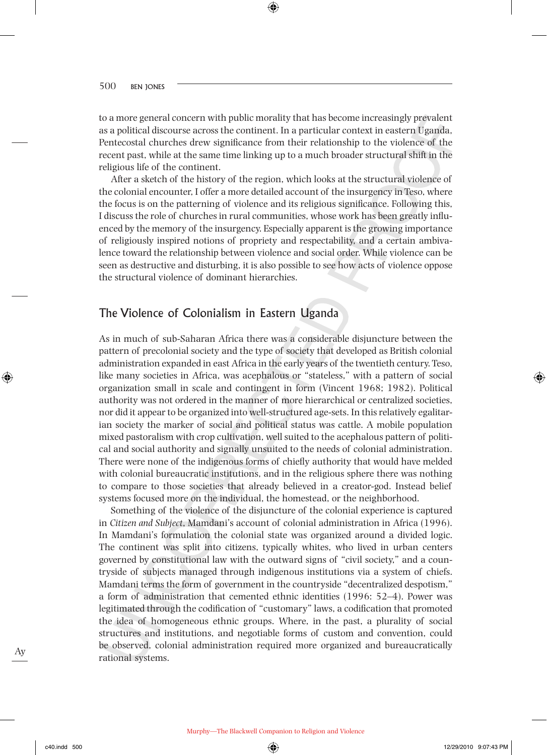to a more general concern with public morality that has become increasingly prevalent as a political discourse across the continent. In a particular context in eastern Uganda, Pentecostal churches drew significance from their relationship to the violence of the recent past, while at the same time linking up to a much broader structural shift in the religious life of the continent.

After a sketch of the history of the region, which looks at the structural violence of the colonial encounter, I offer a more detailed account of the insurgency in Teso, where the focus is on the patterning of violence and its religious significance. Following this, I discuss the role of churches in rural communities, whose work has been greatly influenced by the memory of the insurgency. Especially apparent is the growing importance of religiously inspired notions of propriety and respectability, and a certain ambivalence toward the relationship between violence and social order. While violence can be seen as destructive and disturbing, it is also possible to see how acts of violence oppose the structural violence of dominant hierarchies.

## The Violence of Colonialism in Eastern Uganda

As in much of sub-Saharan Africa there was a considerable disjuncture between the pattern of precolonial society and the type of society that developed as British colonial administration expanded in east Africa in the early years of the twentieth century. Teso, like many societies in Africa, was acephalous or "stateless," with a pattern of social organization small in scale and contingent in form (Vincent 1968; 1982). Political authority was not ordered in the manner of more hierarchical or centralized societies, nor did it appear to be organized into well-structured age-sets. In this relatively egalitarian society the marker of social and political status was cattle. A mobile population mixed pastoralism with crop cultivation, well suited to the acephalous pattern of political and social authority and signally unsuited to the needs of colonial administration. There were none of the indigenous forms of chiefly authority that would have melded with colonial bureaucratic institutions, and in the religious sphere there was nothing to compare to those societies that already believed in a creator-god. Instead belief systems focused more on the individual, the homestead, or the neighborhood.

Something of the violence of the disjuncture of the colonial experience is captured in *Citizen and Subject*, Mamdani's account of colonial administration in Africa (1996). In Mamdani's formulation the colonial state was organized around a divided logic. The continent was split into citizens, typically whites, who lived in urban centers governed by constitutional law with the outward signs of "civil society," and a countryside of subjects managed through indigenous institutions via a system of chiefs. Mamdani terms the form of government in the countryside "decentralized despotism," a form of administration that cemented ethnic identities (1996: 52–4). Power was legitimated through the codification of "customary" laws, a codification that promoted the idea of homogeneous ethnic groups. Where, in the past, a plurality of social structures and institutions, and negotiable forms of custom and convention, could be observed, colonial administration required more organized and bureaucratically rational systems.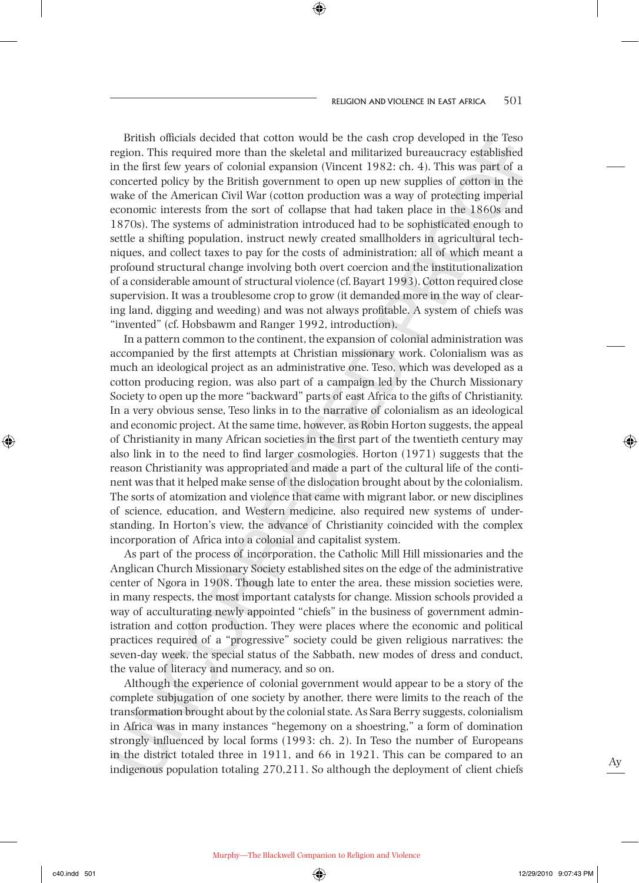British officials decided that cotton would be the cash crop developed in the Teso region. This required more than the skeletal and militarized bureaucracy established in the first few years of colonial expansion (Vincent 1982: ch. 4). This was part of a concerted policy by the British government to open up new supplies of cotton in the wake of the American Civil War (cotton production was a way of protecting imperial economic interests from the sort of collapse that had taken place in the 1860s and 1870s). The systems of administration introduced had to be sophisticated enough to settle a shifting population, instruct newly created smallholders in agricultural techniques, and collect taxes to pay for the costs of administration; all of which meant a profound structural change involving both overt coercion and the institutionalization of a considerable amount of structural violence (cf. Bayart 1993). Cotton required close supervision. It was a troublesome crop to grow (it demanded more in the way of clearing land, digging and weeding) and was not always profitable. A system of chiefs was "invented" (cf. Hobsbawm and Ranger 1992, introduction).

In a pattern common to the continent, the expansion of colonial administration was accompanied by the first attempts at Christian missionary work. Colonialism was as much an ideological project as an administrative one. Teso, which was developed as a cotton producing region, was also part of a campaign led by the Church Missionary Society to open up the more "backward" parts of east Africa to the gifts of Christianity. In a very obvious sense, Teso links in to the narrative of colonialism as an ideological and economic project. At the same time, however, as Robin Horton suggests, the appeal of Christianity in many African societies in the first part of the twentieth century may also link in to the need to find larger cosmologies. Horton (1971) suggests that the reason Christianity was appropriated and made a part of the cultural life of the continent was that it helped make sense of the dislocation brought about by the colonialism. The sorts of atomization and violence that came with migrant labor, or new disciplines of science, education, and Western medicine, also required new systems of understanding. In Horton's view, the advance of Christianity coincided with the complex incorporation of Africa into a colonial and capitalist system.

As part of the process of incorporation, the Catholic Mill Hill missionaries and the Anglican Church Missionary Society established sites on the edge of the administrative center of Ngora in 1908. Though late to enter the area, these mission societies were, in many respects, the most important catalysts for change. Mission schools provided a way of acculturating newly appointed "chiefs" in the business of government administration and cotton production. They were places where the economic and political practices required of a "progressive" society could be given religious narratives: the seven-day week, the special status of the Sabbath, new modes of dress and conduct, the value of literacy and numeracy, and so on.

Although the experience of colonial government would appear to be a story of the complete subjugation of one society by another, there were limits to the reach of the transformation brought about by the colonial state. As Sara Berry suggests, colonialism in Africa was in many instances "hegemony on a shoestring," a form of domination strongly influenced by local forms (1993: ch. 2). In Teso the number of Europeans in the district totaled three in 1911, and 66 in 1921. This can be compared to an indigenous population totaling 270,211. So although the deployment of client chiefs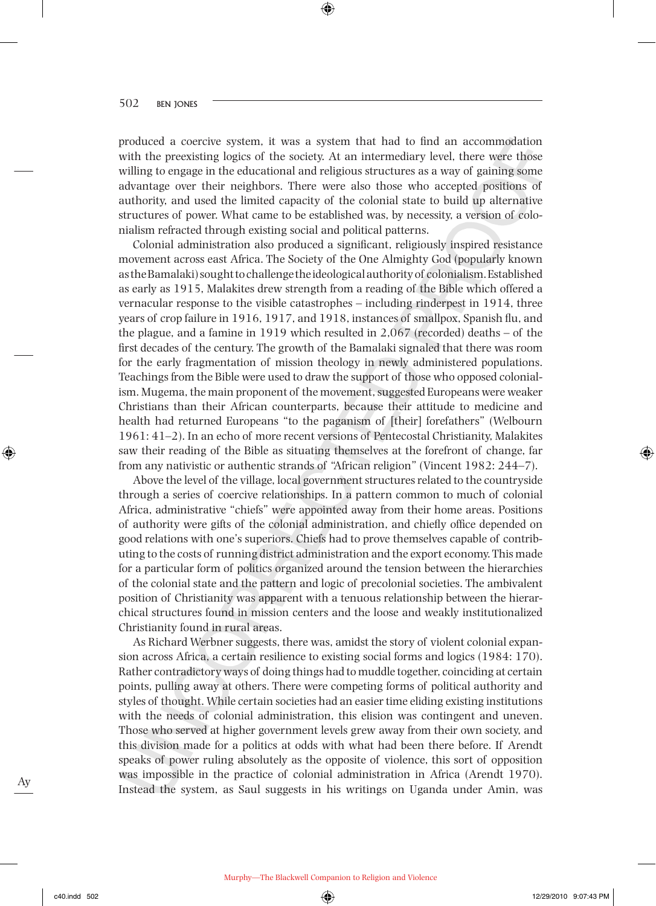produced a coercive system, it was a system that had to find an accommodation with the preexisting logics of the society. At an intermediary level, there were those willing to engage in the educational and religious structures as a way of gaining some advantage over their neighbors. There were also those who accepted positions of authority, and used the limited capacity of the colonial state to build up alternative structures of power. What came to be established was, by necessity, a version of colonialism refracted through existing social and political patterns.

Colonial administration also produced a significant, religiously inspired resistance movement across east Africa. The Society of the One Almighty God (popularly known as the Bamalaki) sought to challenge the ideological authority of colonialism. Established as early as 1915, Malakites drew strength from a reading of the Bible which offered a vernacular response to the visible catastrophes – including rinderpest in 1914, three years of crop failure in 1916, 1917, and 1918, instances of smallpox, Spanish flu, and the plague, and a famine in 1919 which resulted in 2,067 (recorded) deaths – of the first decades of the century. The growth of the Bamalaki signaled that there was room for the early fragmentation of mission theology in newly administered populations. Teachings from the Bible were used to draw the support of those who opposed colonialism. Mugema, the main proponent of the movement, suggested Europeans were weaker Christians than their African counterparts, because their attitude to medicine and health had returned Europeans "to the paganism of [their] forefathers" (Welbourn 1961: 41–2). In an echo of more recent versions of Pentecostal Christianity, Malakites saw their reading of the Bible as situating themselves at the forefront of change, far from any nativistic or authentic strands of "African religion" (Vincent 1982: 244–7).

Above the level of the village, local government structures related to the countryside through a series of coercive relationships. In a pattern common to much of colonial Africa, administrative "chiefs" were appointed away from their home areas. Positions of authority were gifts of the colonial administration, and chiefly office depended on good relations with one's superiors. Chiefs had to prove themselves capable of contributing to the costs of running district administration and the export economy. This made for a particular form of politics organized around the tension between the hierarchies of the colonial state and the pattern and logic of precolonial societies. The ambivalent position of Christianity was apparent with a tenuous relationship between the hierarchical structures found in mission centers and the loose and weakly institutionalized Christianity found in rural areas.

As Richard Werbner suggests, there was, amidst the story of violent colonial expansion across Africa, a certain resilience to existing social forms and logics (1984: 170). Rather contradictory ways of doing things had to muddle together, coinciding at certain points, pulling away at others. There were competing forms of political authority and styles of thought. While certain societies had an easier time eliding existing institutions with the needs of colonial administration, this elision was contingent and uneven. Those who served at higher government levels grew away from their own society, and this division made for a politics at odds with what had been there before. If Arendt speaks of power ruling absolutely as the opposite of violence, this sort of opposition was impossible in the practice of colonial administration in Africa (Arendt 1970). Instead the system, as Saul suggests in his writings on Uganda under Amin, was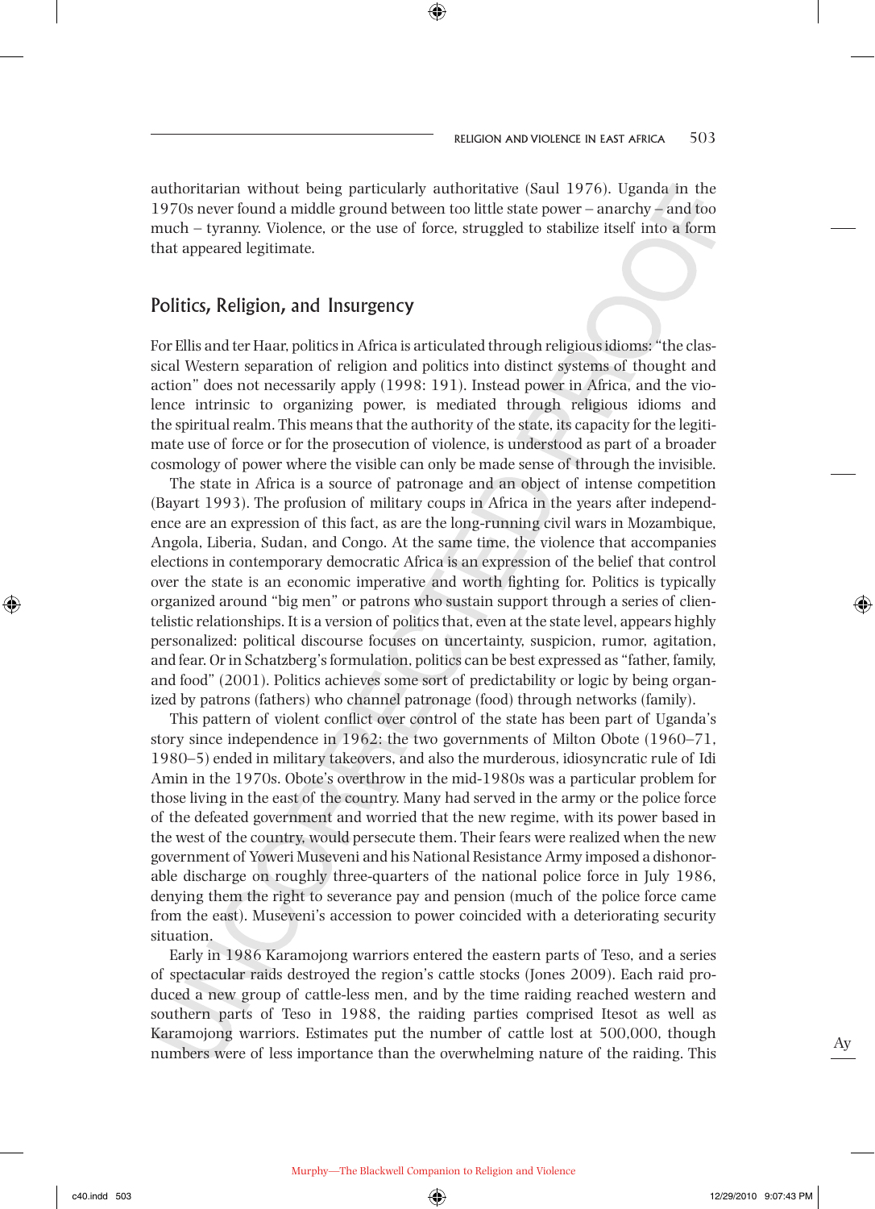authoritarian without being particularly authoritative (Saul 1976). Uganda in the 1970s never found a middle ground between too little state power – anarchy – and too much – tyranny. Violence, or the use of force, struggled to stabilize itself into a form that appeared legitimate.

## Politics, Religion, and Insurgency

For Ellis and ter Haar, politics in Africa is articulated through religious idioms: "the classical Western separation of religion and politics into distinct systems of thought and action" does not necessarily apply (1998: 191). Instead power in Africa, and the violence intrinsic to organizing power, is mediated through religious idioms and the spiritual realm. This means that the authority of the state, its capacity for the legitimate use of force or for the prosecution of violence, is understood as part of a broader cosmology of power where the visible can only be made sense of through the invisible.

The state in Africa is a source of patronage and an object of intense competition (Bayart 1993). The profusion of military coups in Africa in the years after independence are an expression of this fact, as are the long-running civil wars in Mozambique, Angola, Liberia, Sudan, and Congo. At the same time, the violence that accompanies elections in contemporary democratic Africa is an expression of the belief that control over the state is an economic imperative and worth fighting for. Politics is typically organized around "big men" or patrons who sustain support through a series of clientelistic relationships. It is a version of politics that, even at the state level, appears highly personalized: political discourse focuses on uncertainty, suspicion, rumor, agitation, and fear. Or in Schatzberg's formulation, politics can be best expressed as "father, family, and food" (2001). Politics achieves some sort of predictability or logic by being organized by patrons (fathers) who channel patronage (food) through networks (family).

This pattern of violent conflict over control of the state has been part of Uganda's story since independence in 1962: the two governments of Milton Obote (1960–71, 1980–5) ended in military takeovers, and also the murderous, idiosyncratic rule of Idi Amin in the 1970s. Obote's overthrow in the mid-1980s was a particular problem for those living in the east of the country. Many had served in the army or the police force of the defeated government and worried that the new regime, with its power based in the west of the country, would persecute them. Their fears were realized when the new government of Yoweri Museveni and his National Resistance Army imposed a dishonorable discharge on roughly three-quarters of the national police force in July 1986, denying them the right to severance pay and pension (much of the police force came from the east). Museveni's accession to power coincided with a deteriorating security situation.

Early in 1986 Karamojong warriors entered the eastern parts of Teso, and a series of spectacular raids destroyed the region's cattle stocks (Jones 2009). Each raid produced a new group of cattle-less men, and by the time raiding reached western and southern parts of Teso in 1988, the raiding parties comprised Itesot as well as Karamojong warriors. Estimates put the number of cattle lost at 500,000, though numbers were of less importance than the overwhelming nature of the raiding. This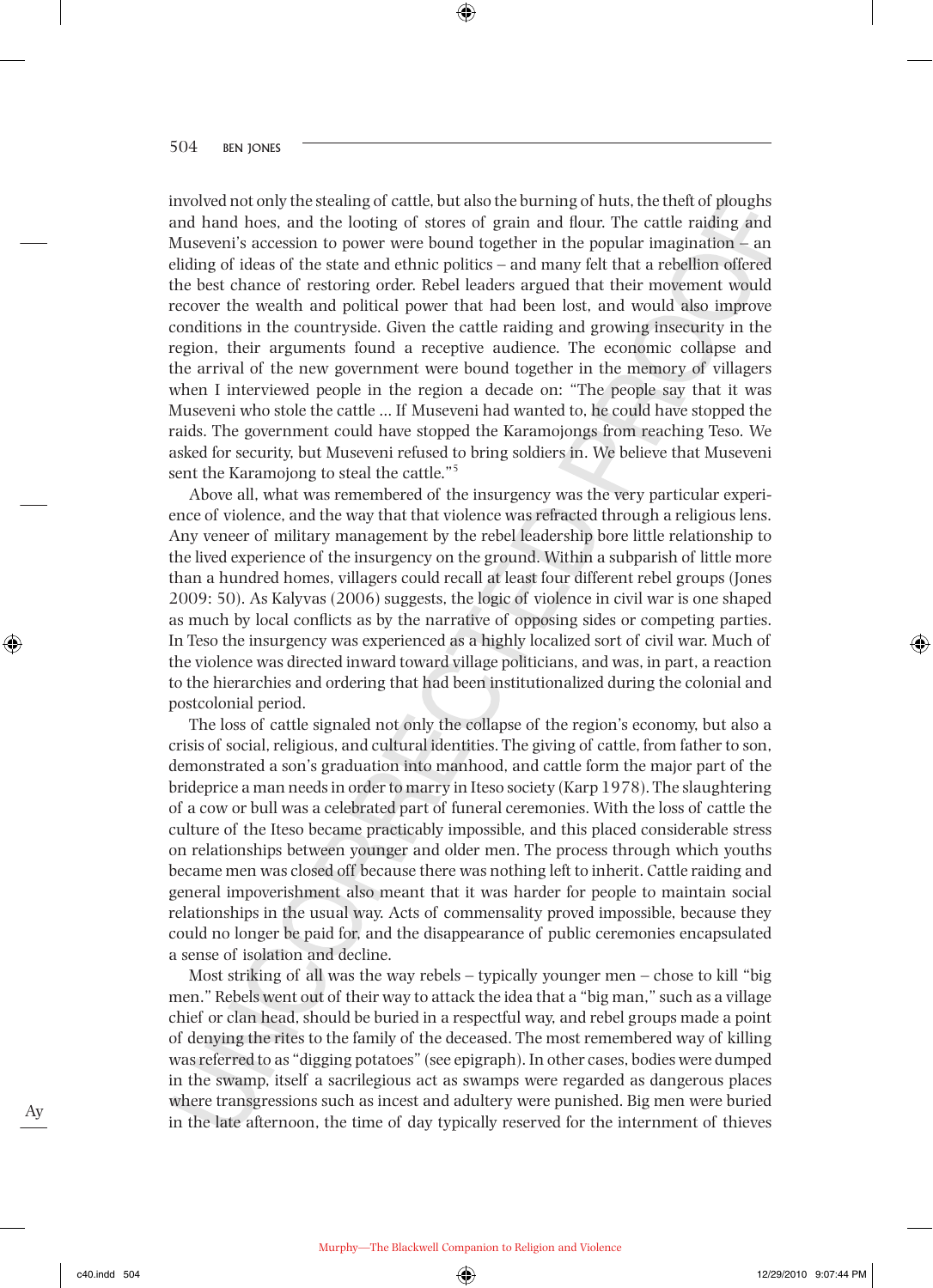involved not only the stealing of cattle, but also the burning of huts, the theft of ploughs and hand hoes, and the looting of stores of grain and flour. The cattle raiding and Museveni's accession to power were bound together in the popular imagination – an eliding of ideas of the state and ethnic politics – and many felt that a rebellion offered the best chance of restoring order. Rebel leaders argued that their movement would recover the wealth and political power that had been lost, and would also improve conditions in the countryside. Given the cattle raiding and growing insecurity in the region, their arguments found a receptive audience. The economic collapse and the arrival of the new government were bound together in the memory of villagers when I interviewed people in the region a decade on: "The people say that it was Museveni who stole the cattle ... If Museveni had wanted to, he could have stopped the raids. The government could have stopped the Karamojongs from reaching Teso. We asked for security, but Museveni refused to bring soldiers in. We believe that Museveni sent the Karamojong to steal the cattle."[5]

Above all, what was remembered of the insurgency was the very particular experience of violence, and the way that that violence was refracted through a religious lens. Any veneer of military management by the rebel leadership bore little relationship to the lived experience of the insurgency on the ground. Within a subparish of little more than a hundred homes, villagers could recall at least four different rebel groups (Jones 2009: 50). As Kalyvas (2006) suggests, the logic of violence in civil war is one shaped as much by local conflicts as by the narrative of opposing sides or competing parties. In Teso the insurgency was experienced as a highly localized sort of civil war. Much of the violence was directed inward toward village politicians, and was, in part, a reaction to the hierarchies and ordering that had been institutionalized during the colonial and postcolonial period.

The loss of cattle signaled not only the collapse of the region's economy, but also a crisis of social, religious, and cultural identities. The giving of cattle, from father to son, demonstrated a son's graduation into manhood, and cattle form the major part of the brideprice a man needs in order to marry in Iteso society (Karp 1978). The slaughtering of a cow or bull was a celebrated part of funeral ceremonies. With the loss of cattle the culture of the Iteso became practicably impossible, and this placed considerable stress on relationships between younger and older men. The process through which youths became men was closed off because there was nothing left to inherit. Cattle raiding and general impoverishment also meant that it was harder for people to maintain social relationships in the usual way. Acts of commensality proved impossible, because they could no longer be paid for, and the disappearance of public ceremonies encapsulated a sense of isolation and decline.

Most striking of all was the way rebels – typically younger men – chose to kill "big men." Rebels went out of their way to attack the idea that a "big man," such as a village chief or clan head, should be buried in a respectful way, and rebel groups made a point of denying the rites to the family of the deceased. The most remembered way of killing was referred to as "digging potatoes" (see epigraph). In other cases, bodies were dumped in the swamp, itself a sacrilegious act as swamps were regarded as dangerous places where transgressions such as incest and adultery were punished. Big men were buried in the late afternoon, the time of day typically reserved for the internment of thieves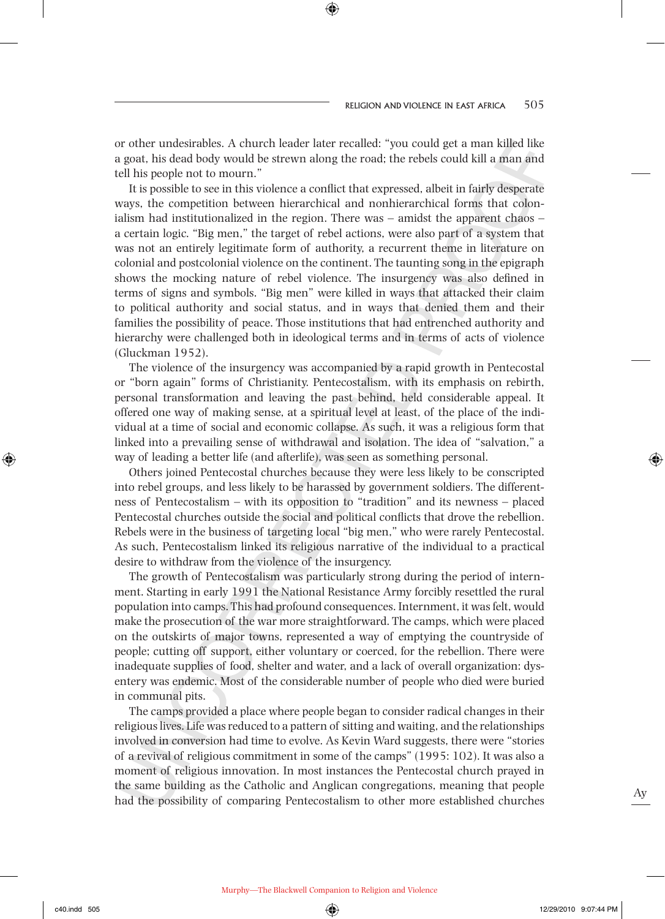or other undesirables. A church leader later recalled: "you could get a man killed like a goat, his dead body would be strewn along the road; the rebels could kill a man and tell his people not to mourn."

It is possible to see in this violence a conflict that expressed, albeit in fairly desperate ways, the competition between hierarchical and nonhierarchical forms that colonialism had institutionalized in the region. There was – amidst the apparent chaos – a certain logic. "Big men," the target of rebel actions, were also part of a system that was not an entirely legitimate form of authority, a recurrent theme in literature on colonial and postcolonial violence on the continent. The taunting song in the epigraph shows the mocking nature of rebel violence. The insurgency was also defined in terms of signs and symbols. "Big men" were killed in ways that attacked their claim to political authority and social status, and in ways that denied them and their families the possibility of peace. Those institutions that had entrenched authority and hierarchy were challenged both in ideological terms and in terms of acts of violence (Gluckman 1952).

The violence of the insurgency was accompanied by a rapid growth in Pentecostal or "born again" forms of Christianity. Pentecostalism, with its emphasis on rebirth, personal transformation and leaving the past behind, held considerable appeal. It offered one way of making sense, at a spiritual level at least, of the place of the individual at a time of social and economic collapse. As such, it was a religious form that linked into a prevailing sense of withdrawal and isolation. The idea of "salvation," a way of leading a better life (and afterlife), was seen as something personal.

Others joined Pentecostal churches because they were less likely to be conscripted into rebel groups, and less likely to be harassed by government soldiers. The differentness of Pentecostalism – with its opposition to "tradition" and its newness – placed Pentecostal churches outside the social and political conflicts that drove the rebellion. Rebels were in the business of targeting local "big men," who were rarely Pentecostal. As such, Pentecostalism linked its religious narrative of the individual to a practical desire to withdraw from the violence of the insurgency.

The growth of Pentecostalism was particularly strong during the period of internment. Starting in early 1991 the National Resistance Army forcibly resettled the rural population into camps. This had profound consequences. Internment, it was felt, would make the prosecution of the war more straightforward. The camps, which were placed on the outskirts of major towns, represented a way of emptying the countryside of people; cutting off support, either voluntary or coerced, for the rebellion. There were inadequate supplies of food, shelter and water, and a lack of overall organization: dysentery was endemic. Most of the considerable number of people who died were buried in communal pits.

The camps provided a place where people began to consider radical changes in their religious lives. Life was reduced to a pattern of sitting and waiting, and the relationships involved in conversion had time to evolve. As Kevin Ward suggests, there were "stories of a revival of religious commitment in some of the camps" (1995: 102). It was also a moment of religious innovation. In most instances the Pentecostal church prayed in the same building as the Catholic and Anglican congregations, meaning that people had the possibility of comparing Pentecostalism to other more established churches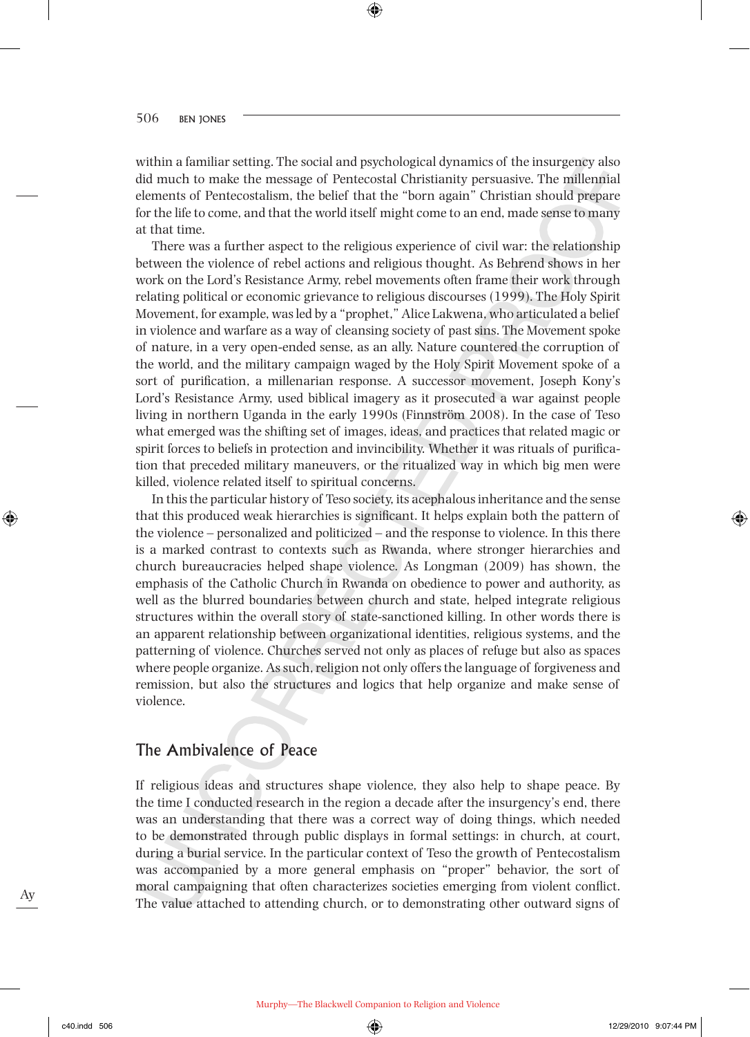within a familiar setting. The social and psychological dynamics of the insurgency also did much to make the message of Pentecostal Christianity persuasive. The millennial elements of Pentecostalism, the belief that the "born again" Christian should prepare for the life to come, and that the world itself might come to an end, made sense to many at that time.

There was a further aspect to the religious experience of civil war: the relationship between the violence of rebel actions and religious thought. As Behrend shows in her work on the Lord's Resistance Army, rebel movements often frame their work through relating political or economic grievance to religious discourses (1999). The Holy Spirit Movement, for example, was led by a "prophet," Alice Lakwena, who articulated a belief in violence and warfare as a way of cleansing society of past sins. The Movement spoke of nature, in a very open-ended sense, as an ally. Nature countered the corruption of the world, and the military campaign waged by the Holy Spirit Movement spoke of a sort of purification, a millenarian response. A successor movement, Joseph Kony's Lord's Resistance Army, used biblical imagery as it prosecuted a war against people living in northern Uganda in the early 1990s (Finnström 2008). In the case of Teso what emerged was the shifting set of images, ideas, and practices that related magic or spirit forces to beliefs in protection and invincibility. Whether it was rituals of purification that preceded military maneuvers, or the ritualized way in which big men were killed, violence related itself to spiritual concerns.

In this the particular history of Teso society, its acephalous inheritance and the sense that this produced weak hierarchies is significant. It helps explain both the pattern of the violence – personalized and politicized – and the response to violence. In this there is a marked contrast to contexts such as Rwanda, where stronger hierarchies and church bureaucracies helped shape violence. As Longman (2009) has shown, the emphasis of the Catholic Church in Rwanda on obedience to power and authority, as well as the blurred boundaries between church and state, helped integrate religious structures within the overall story of state-sanctioned killing. In other words there is an apparent relationship between organizational identities, religious systems, and the patterning of violence. Churches served not only as places of refuge but also as spaces where people organize. As such, religion not only offers the language of forgiveness and remission, but also the structures and logics that help organize and make sense of violence.

## The Ambivalence of Peace

If religious ideas and structures shape violence, they also help to shape peace. By the time I conducted research in the region a decade after the insurgency's end, there was an understanding that there was a correct way of doing things, which needed to be demonstrated through public displays in formal settings: in church, at court, during a burial service. In the particular context of Teso the growth of Pentecostalism was accompanied by a more general emphasis on "proper" behavior, the sort of moral campaigning that often characterizes societies emerging from violent conflict. The value attached to attending church, or to demonstrating other outward signs of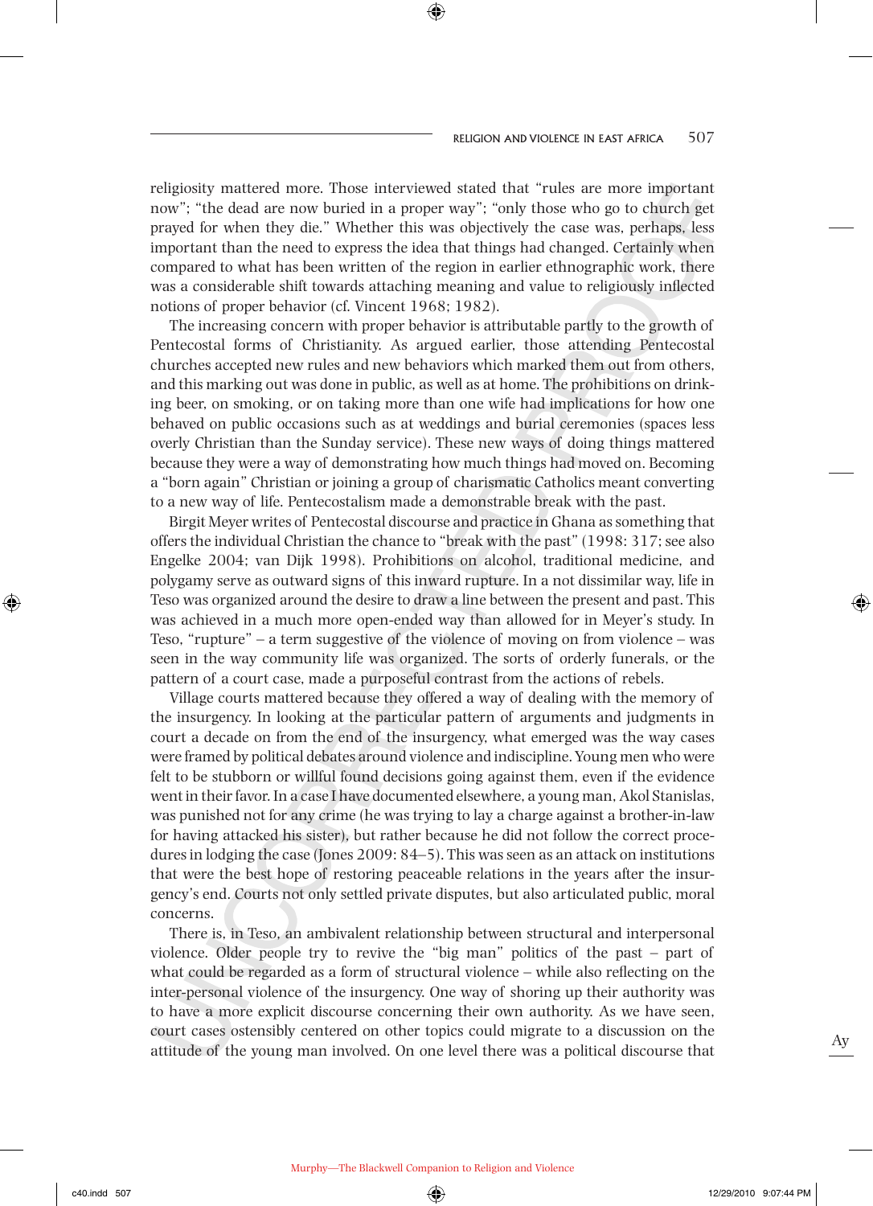religiosity mattered more. Those interviewed stated that "rules are more important now"; "the dead are now buried in a proper way"; "only those who go to church get prayed for when they die." Whether this was objectively the case was, perhaps, less important than the need to express the idea that things had changed. Certainly when compared to what has been written of the region in earlier ethnographic work, there was a considerable shift towards attaching meaning and value to religiously inflected notions of proper behavior (cf. Vincent 1968; 1982).

The increasing concern with proper behavior is attributable partly to the growth of Pentecostal forms of Christianity. As argued earlier, those attending Pentecostal churches accepted new rules and new behaviors which marked them out from others, and this marking out was done in public, as well as at home. The prohibitions on drinking beer, on smoking, or on taking more than one wife had implications for how one behaved on public occasions such as at weddings and burial ceremonies (spaces less overly Christian than the Sunday service). These new ways of doing things mattered because they were a way of demonstrating how much things had moved on. Becoming a "born again" Christian or joining a group of charismatic Catholics meant converting to a new way of life. Pentecostalism made a demonstrable break with the past.

Birgit Meyer writes of Pentecostal discourse and practice in Ghana as something that offers the individual Christian the chance to "break with the past" (1998: 317; see also Engelke 2004; van Dijk 1998). Prohibitions on alcohol, traditional medicine, and polygamy serve as outward signs of this inward rupture. In a not dissimilar way, life in Teso was organized around the desire to draw a line between the present and past. This was achieved in a much more open-ended way than allowed for in Meyer's study. In Teso, "rupture" – a term suggestive of the violence of moving on from violence – was seen in the way community life was organized. The sorts of orderly funerals, or the pattern of a court case, made a purposeful contrast from the actions of rebels.

Village courts mattered because they offered a way of dealing with the memory of the insurgency. In looking at the particular pattern of arguments and judgments in court a decade on from the end of the insurgency, what emerged was the way cases were framed by political debates around violence and indiscipline. Young men who were felt to be stubborn or willful found decisions going against them, even if the evidence went in their favor. In a case I have documented elsewhere, a young man, Akol Stanislas, was punished not for any crime (he was trying to lay a charge against a brother-in-law for having attacked his sister), but rather because he did not follow the correct procedures in lodging the case (Jones 2009: 84–5). This was seen as an attack on institutions that were the best hope of restoring peaceable relations in the years after the insurgency's end. Courts not only settled private disputes, but also articulated public, moral concerns.

There is, in Teso, an ambivalent relationship between structural and interpersonal violence. Older people try to revive the "big man" politics of the past – part of what could be regarded as a form of structural violence – while also reflecting on the inter-personal violence of the insurgency. One way of shoring up their authority was to have a more explicit discourse concerning their own authority. As we have seen, court cases ostensibly centered on other topics could migrate to a discussion on the attitude of the young man involved. On one level there was a political discourse that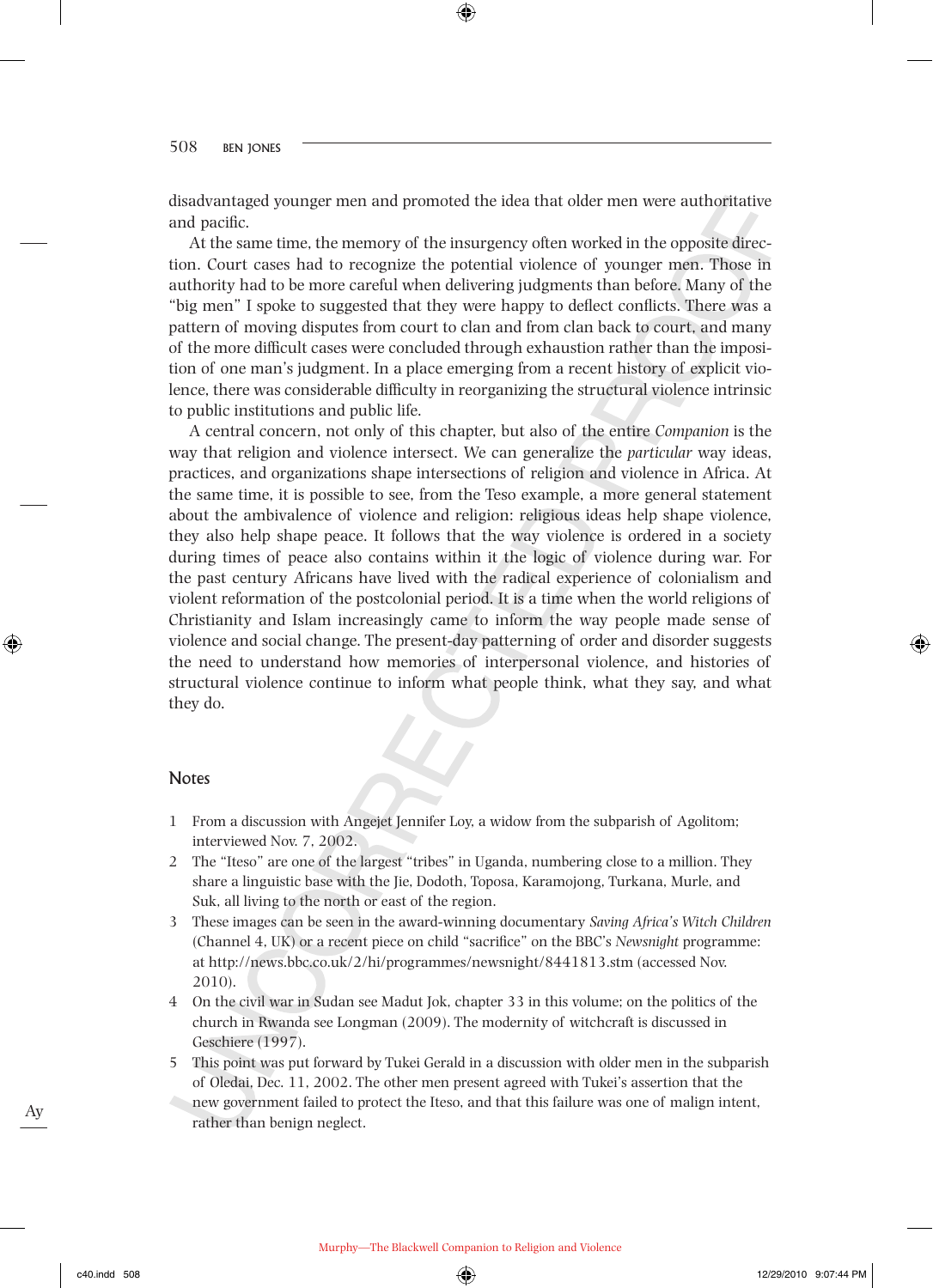disadvantaged younger men and promoted the idea that older men were authoritative and pacific.

At the same time, the memory of the insurgency often worked in the opposite direction. Court cases had to recognize the potential violence of younger men. Those in authority had to be more careful when delivering judgments than before. Many of the "big men" I spoke to suggested that they were happy to deflect conflicts. There was a pattern of moving disputes from court to clan and from clan back to court, and many of the more difficult cases were concluded through exhaustion rather than the imposition of one man's judgment. In a place emerging from a recent history of explicit violence, there was considerable difficulty in reorganizing the structural violence intrinsic to public institutions and public life.

A central concern, not only of this chapter, but also of the entire *Companion* is the way that religion and violence intersect. We can generalize the *particular* way ideas, practices, and organizations shape intersections of religion and violence in Africa. At the same time, it is possible to see, from the Teso example, a more general statement about the ambivalence of violence and religion: religious ideas help shape violence, they also help shape peace. It follows that the way violence is ordered in a society during times of peace also contains within it the logic of violence during war. For the past century Africans have lived with the radical experience of colonialism and violent reformation of the postcolonial period. It is a time when the world religions of Christianity and Islam increasingly came to inform the way people made sense of violence and social change. The present-day patterning of order and disorder suggests the need to understand how memories of interpersonal violence, and histories of structural violence continue to inform what people think, what they say, and what they do.

## Notes

1 From a discussion with Angejet Jennifer Loy, a widow from the subparish of Agolitom; interviewed Nov. 7, 2002.

2 The "Iteso" are one of the largest "tribes" in Uganda, numbering close to a million. They share a linguistic base with the Jie, Dodoth, Toposa, Karamojong, Turkana, Murle, and Suk, all living to the north or east of the region.

3 These images can be seen in the award-winning documentary *Saving Africa's Witch Children* (Channel 4, UK) or a recent piece on child "sacrifice" on the BBC's *Newsnight* programme: at http://news.bbc.co.uk/2/hi/programmes/newsnight/8441813.stm (accessed Nov. 2010).

4 On the civil war in Sudan see Madut Jok, chapter 33 in this volume; on the politics of the church in Rwanda see Longman (2009). The modernity of witchcraft is discussed in Geschiere (1997).

5 This point was put forward by Tukei Gerald in a discussion with older men in the subparish of Oledai, Dec. 11, 2002. The other men present agreed with Tukei's assertion that the new government failed to protect the Iteso, and that this failure was one of malign intent, rather than benign neglect.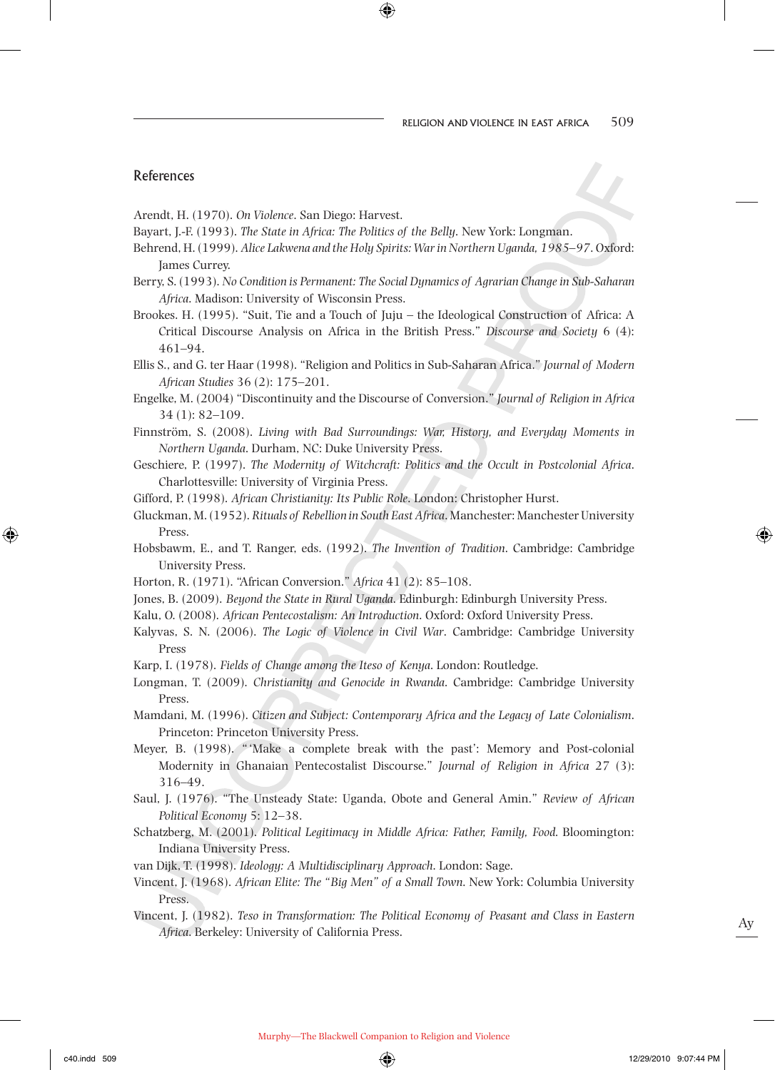## References

Arendt, H. (1970). *On Violence*. San Diego: Harvest.

Bayart, J.-F. (1993). *The State in Africa: The Politics of the Belly*. New York: Longman.

Behrend, H. (1999). *Alice Lakwena and the Holy Spirits: War in Northern Uganda, 1985–97*. Oxford: James Currey.

Berry, S. (1993). *No Condition is Permanent: The Social Dynamics of Agrarian Change in Sub-Saharan Africa*. Madison: University of Wisconsin Press.

Brookes. H. (1995). "Suit, Tie and a Touch of Juju – the Ideological Construction of Africa: A Critical Discourse Analysis on Africa in the British Press." *Discourse and Society* 6 (4): 461–94.

Ellis S., and G. ter Haar (1998). "Religion and Politics in Sub-Saharan Africa." *Journal of Modern African Studies* 36 (2): 175–201.

Engelke, M. (2004) "Discontinuity and the Discourse of Conversion." *Journal of Religion in Africa* 34 (1): 82–109.

Finnström, S. (2008). *Living with Bad Surroundings: War, History, and Everyday Moments in Northern Uganda*. Durham, NC: Duke University Press.

Geschiere, P. (1997). *The Modernity of Witchcraft: Politics and the Occult in Postcolonial Africa*. Charlottesville: University of Virginia Press.

Gifford, P. (1998). *African Christianity: Its Public Role*. London: Christopher Hurst.

Gluckman, M. (1952). *Rituals of Rebellion in South East Africa*. Manchester: Manchester University Press.

Hobsbawm, E., and T. Ranger, eds. (1992). *The Invention of Tradition*. Cambridge: Cambridge University Press.

Horton, R. (1971). "African Conversion." *Africa* 41 (2): 85–108.

Jones, B. (2009). *Beyond the State in Rural Uganda*. Edinburgh: Edinburgh University Press.

Kalu, O. (2008). *African Pentecostalism: An Introduction*. Oxford: Oxford University Press.

Kalyvas, S. N. (2006). *The Logic of Violence in Civil War*. Cambridge: Cambridge University Press

Karp, I. (1978). *Fields of Change among the Iteso of Kenya*. London: Routledge.

Longman, T. (2009). *Christianity and Genocide in Rwanda*. Cambridge: Cambridge University Press.

Mamdani, M. (1996). *Citizen and Subject: Contemporary Africa and the Legacy of Late Colonialism*. Princeton: Princeton University Press.

Meyer, B. (1998). "'Make a complete break with the past': Memory and Post-colonial Modernity in Ghanaian Pentecostalist Discourse." *Journal of Religion in Africa* 27 (3): 316–49.

Saul, J. (1976). "The Unsteady State: Uganda, Obote and General Amin." *Review of African Political Economy* 5: 12–38.

Schatzberg, M. (2001). *Political Legitimacy in Middle Africa: Father, Family, Food*. Bloomington: Indiana University Press.

van Dijk, T. (1998). *Ideology: A Multidisciplinary Approach*. London: Sage.

Vincent, J. (1968). *African Elite: The "Big Men" of a Small Town*. New York: Columbia University Press.

Vincent, J. (1982). *Teso in Transformation: The Political Economy of Peasant and Class in Eastern Africa*. Berkeley: University of California Press.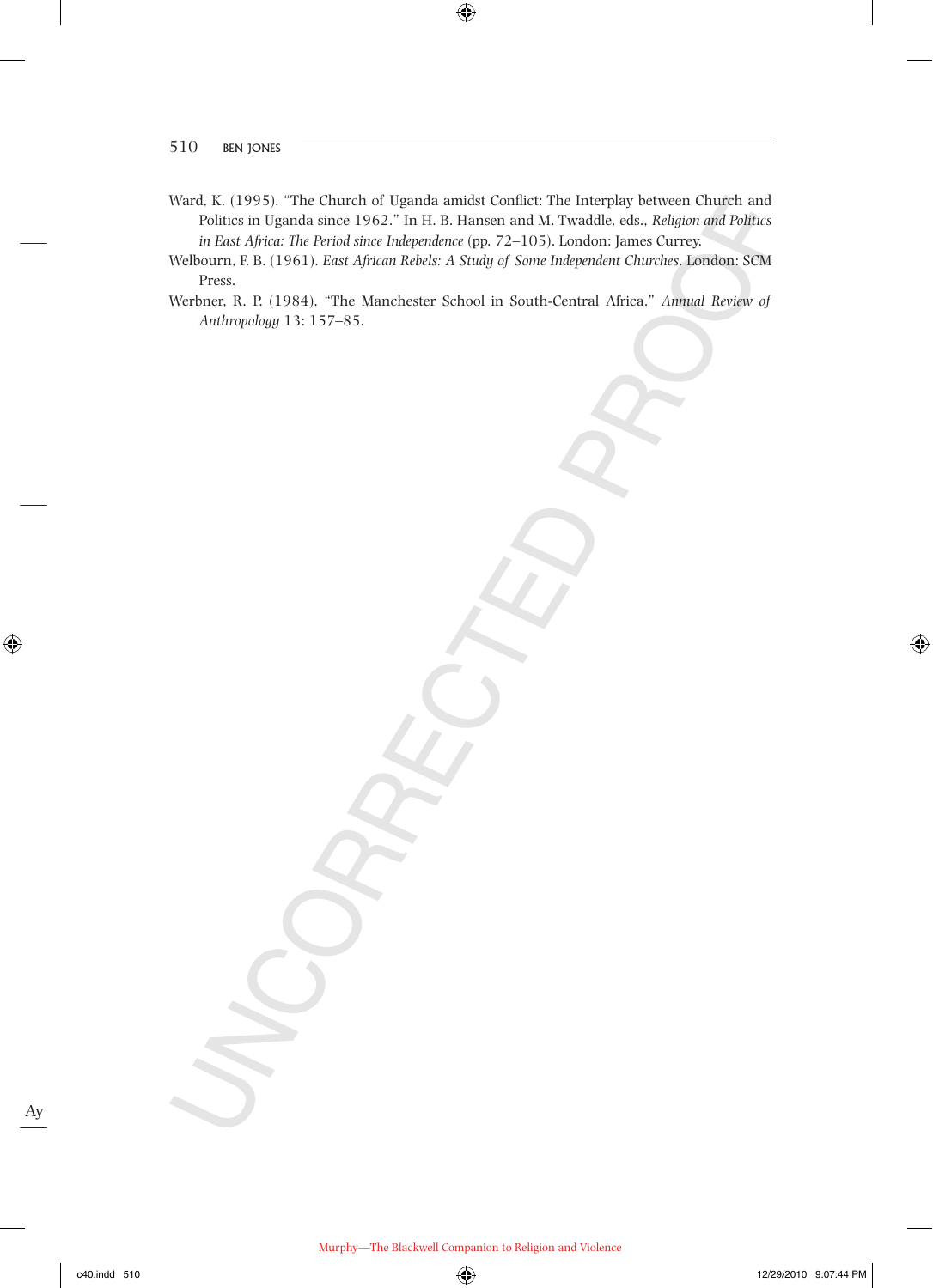Ward, K. (1995). "The Church of Uganda amidst Conflict: The Interplay between Church and Politics in Uganda since 1962." In H. B. Hansen and M. Twaddle, eds., *Religion and Politics in East Africa: The Period since Independence* (pp. 72–105). London: James Currey.

Welbourn, F. B. (1961). *East African Rebels: A Study of Some Independent Churches*. London: SCM Press.

Werbner, R. P. (1984). "The Manchester School in South-Central Africa." *Annual Review of Anthropology* 13: 157–85.